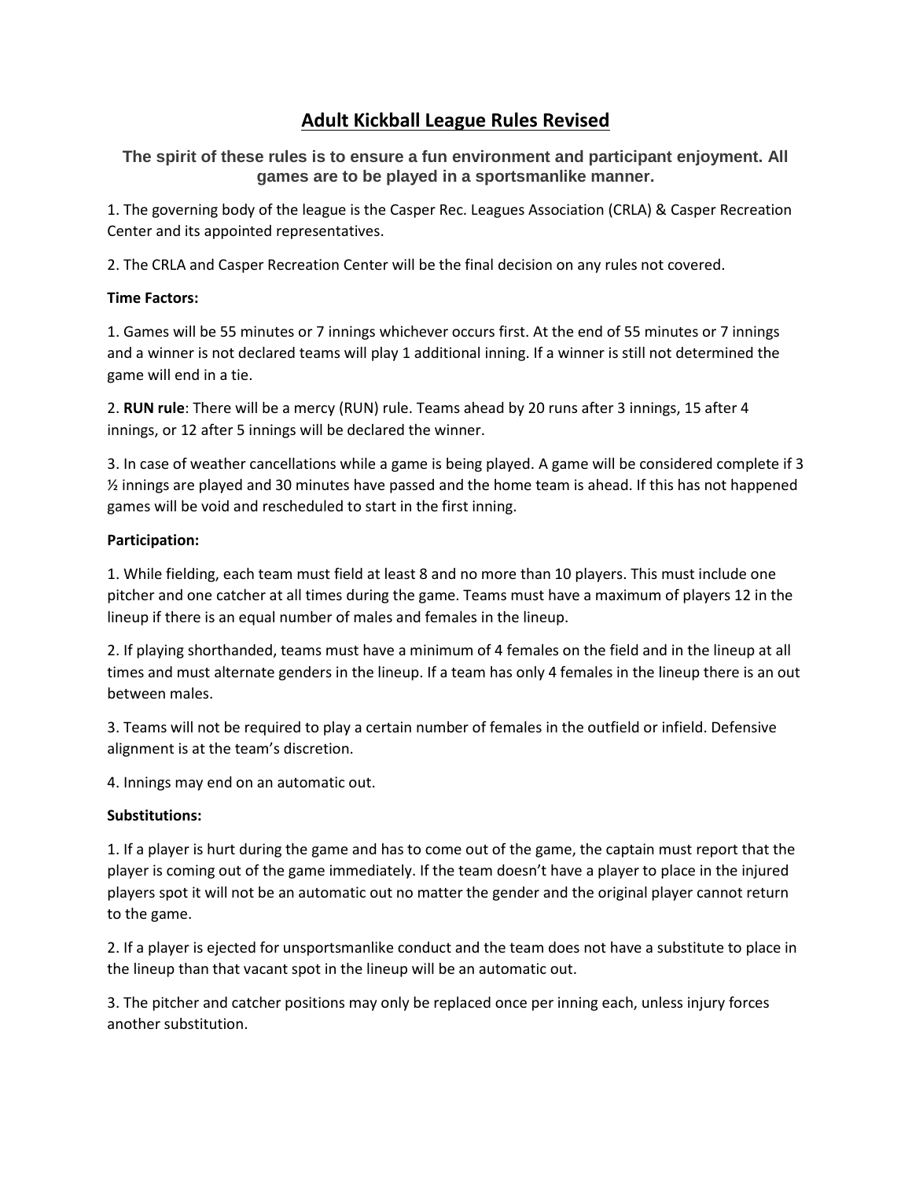# Adult Kickball League Rules Revised

**The spirit of these rules is to ensure a fun environment and participant enjoyment. All games are to be played in a sportsmanlike manner.**

1. The governing body of the league is the Casper Rec. Leagues Association (CRLA) & Casper Recreation Center and its appointed representatives.

2. The CRLA and Casper Recreation Center will be the final decision on any rules not covered.

**Time Factors:**

1. Games will be 55 minutes or 7 innings whichever occurs first. At the end of 55 minutes or 7 innings and a winner is not declared teams will play 1 additional inning. If a winner is still not determined the game will end in a tie.

2. **RUN rule**: There will be a mercy (RUN) rule. Teams ahead by 20 runs after 3 innings, 15 after 4 innings, or 12 after 5 innings will be declared the winner.

3. In case of weather cancellations while a game is being played. A game will be considered complete if 3 ½ innings are played and 30 minutes have passed and the home team is ahead. If this has not happened games will be void and rescheduled to start in the first inning.

**Participation:**

1. While fielding, each team must field at least 8 and no more than 10 players. This must include one pitcher and one catcher at all times during the game. Teams must have a maximum of players 12 in the lineup if there is an equal number of males and females in the lineup.

2. If playing shorthanded, teams must have a minimum of 4 females on the field and in the lineup at all times and must alternate genders in the lineup. If a team has only 4 females in the lineup there is an out between males.

3. Teams will not be required to play a certain number of females in the outfield or infield. Defensive alignment is at the team's discretion.

4. Innings may end on an automatic out.

**Substitutions:**

1. If a player is hurt during the game and has to come out of the game, the captain must report that the player is coming out of the game immediately. If the team doesn't have a player to place in the injured players spot it will not be an automatic out no matter the gender and the original player cannot return to the game.

2. If a player is ejected for unsportsmanlike conduct and the team does not have a substitute to place in the lineup than that vacant spot in the lineup will be an automatic out.

3. The pitcher and catcher positions may only be replaced once per inning each, unless injury forces another substitution.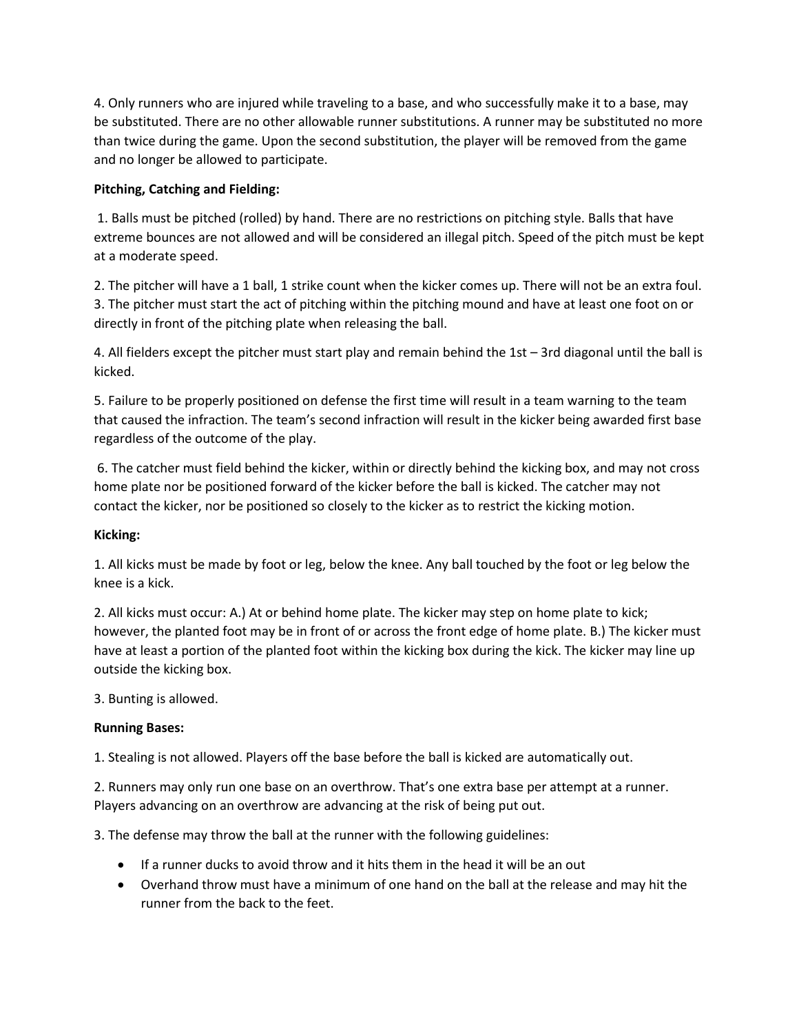4. Only runners who are injured while traveling to a base, and who successfully make it to a base, may be substituted. There are no other allowable runner substitutions. A runner may be substituted no more than twice during the game. Upon the second substitution, the player will be removed from the game and no longer be allowed to participate.

**Pitching, Catching and Fielding:**

1. Balls must be pitched (rolled) by hand. There are no restrictions on pitching style. Balls that have extreme bounces are not allowed and will be considered an illegal pitch. Speed of the pitch must be kept at a moderate speed.

2. The pitcher will have a 1 ball, 1 strike count when the kicker comes up. There will not be an extra foul.
3. The pitcher must start the act of pitching within the pitching mound and have at least one foot on or directly in front of the pitching plate when releasing the ball.

4. All fielders except the pitcher must start play and remain behind the 1st – 3rd diagonal until the ball is kicked.

5. Failure to be properly positioned on defense the first time will result in a team warning to the team that caused the infraction. The team's second infraction will result in the kicker being awarded first base regardless of the outcome of the play.

6. The catcher must field behind the kicker, within or directly behind the kicking box, and may not cross home plate nor be positioned forward of the kicker before the ball is kicked. The catcher may not contact the kicker, nor be positioned so closely to the kicker as to restrict the kicking motion.

**Kicking:**

1. All kicks must be made by foot or leg, below the knee. Any ball touched by the foot or leg below the knee is a kick.

2. All kicks must occur: A.) At or behind home plate. The kicker may step on home plate to kick; however, the planted foot may be in front of or across the front edge of home plate. B.) The kicker must have at least a portion of the planted foot within the kicking box during the kick. The kicker may line up outside the kicking box.

3. Bunting is allowed.

**Running Bases:**

1. Stealing is not allowed. Players off the base before the ball is kicked are automatically out.

2. Runners may only run one base on an overthrow. That's one extra base per attempt at a runner. Players advancing on an overthrow are advancing at the risk of being put out.

3. The defense may throw the ball at the runner with the following guidelines:

- If a runner ducks to avoid throw and it hits them in the head it will be an out
- Overhand throw must have a minimum of one hand on the ball at the release and may hit the runner from the back to the feet.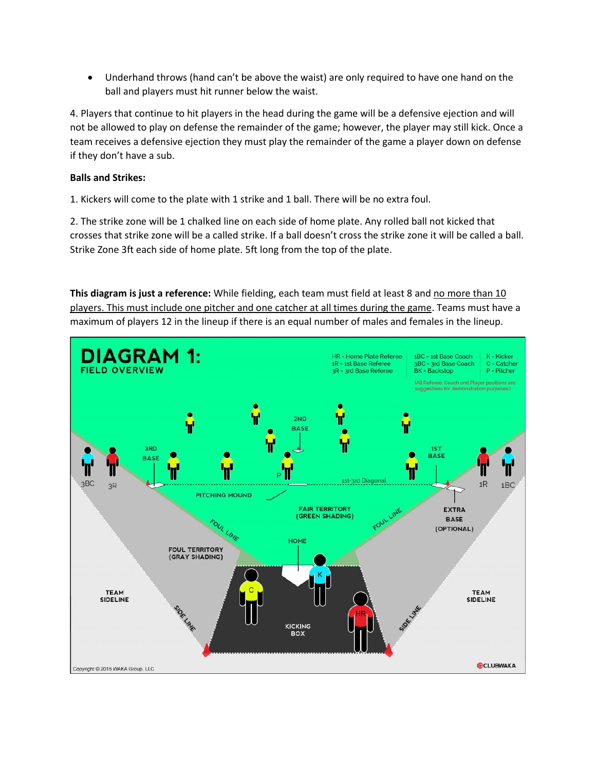- Underhand throws (hand can't be above the waist) are only required to have one hand on the ball and players must hit runner below the waist.

4. Players that continue to hit players in the head during the game will be a defensive ejection and will not be allowed to play on defense the remainder of the game; however, the player may still kick. Once a team receives a defensive ejection they must play the remainder of the game a player down on defense if they don't have a sub.

**Balls and Strikes:**

1. Kickers will come to the plate with 1 strike and 1 ball. There will be no extra foul.

2. The strike zone will be 1 chalked line on each side of home plate. Any rolled ball not kicked that crosses that strike zone will be a called strike. If a ball doesn't cross the strike zone it will be called a ball. Strike Zone 3ft each side of home plate. 5ft long from the top of the plate.

**This diagram is just a reference:** While fielding, each team must field at least 8 and no more than 10 players. This must include one pitcher and one catcher at all times during the game. Teams must have a maximum of players 12 in the lineup if there is an equal number of males and females in the lineup.

DIAGRAM 1:
FIELD OVERVIEW

HR - Home Plate Referee
1R - 1st Base Referee
3R - 3rd Base Referee

1BC - 1st Base Coach
3BC - 3rd Base Coach
BK - Backstop

K - Kicker
C - Catcher
P - Pitcher

(All Referee, Coach and Player positions are suggestions for demonstration purposes.)

2ND BASE
3RD BASE
1ST BASE
3BC
3R
1R
1BC
P
1st-3rd Diagonal
PITCHING MOUND
FAIR TERRITORY (GREEN SHADING)
EXTRA BASE (OPTIONAL)
FOUL LINE
FOUL LINE
HOME
FOUL TERRITORY (GRAY SHADING)
TEAM SIDELINE
TEAM SIDELINE
C
K
HR
SIDE LINE
SIDE LINE
KICKING BOX

Copyright © 2016 WAKA Group, LLC
CLUBWAKA